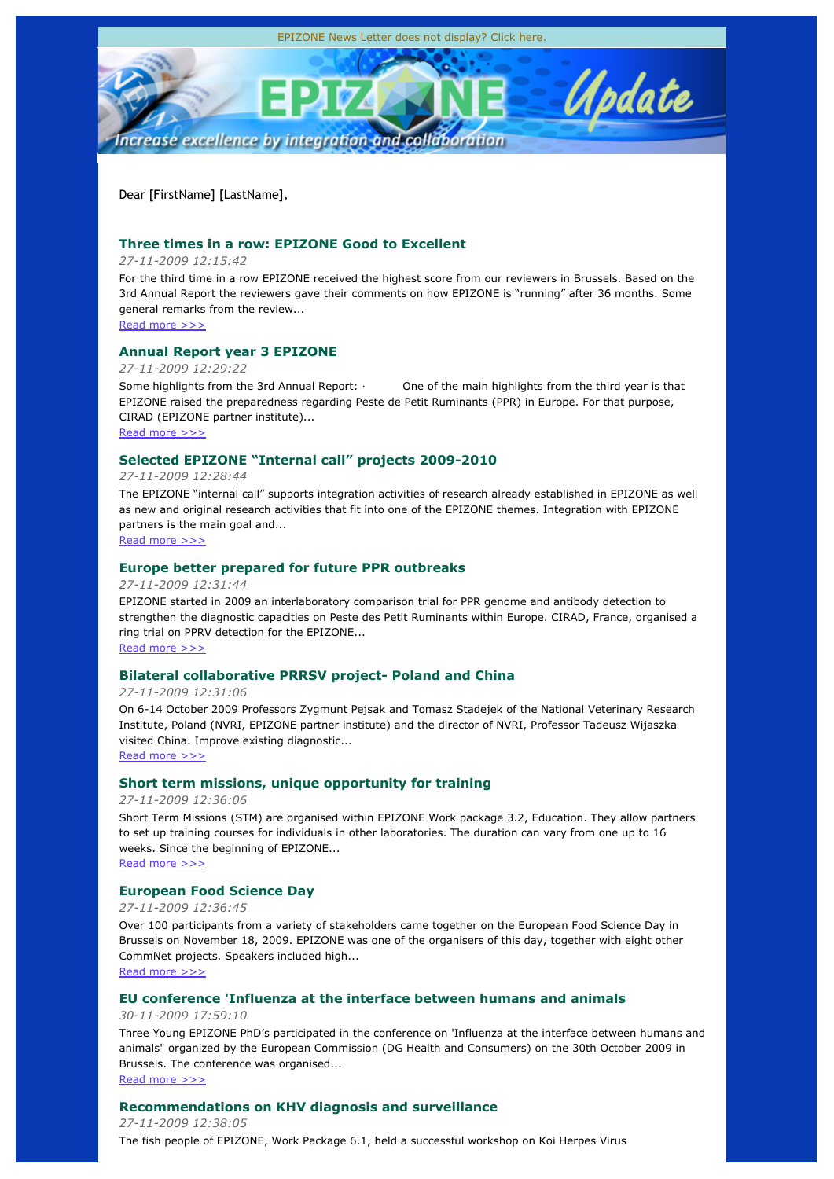EPIZONE News Letter does not display? Click here.

Dear [FirstName] [LastName],

### Three times in a row: EPIZONE Good to Excellent

*27-11-2009 12:15:42*

For the third time in a row EPIZONE received the highest score from our reviewers in Brussels. Based on the 3rd Annual Report the reviewers gave their comments on how EPIZONE is "running" after 36 months. Some general remarks from the review...

Read more >>>

### Annual Report year 3 EPIZONE

*27-11-2009 12:29:22*

Some highlights from the 3rd Annual Report: · One of the main highlights from the third year is that EPIZONE raised the preparedness regarding Peste de Petit Ruminants (PPR) in Europe. For that purpose, CIRAD (EPIZONE partner institute)...

Read more >>>

### Selected EPIZONE "Internal call" projects 2009-2010

*27-11-2009 12:28:44*

The EPIZONE "internal call" supports integration activities of research already established in EPIZONE as well as new and original research activities that fit into one of the EPIZONE themes. Integration with EPIZONE partners is the main goal and...

Read more >>>

### Europe better prepared for future PPR outbreaks

*27-11-2009 12:31:44*

EPIZONE started in 2009 an interlaboratory comparison trial for PPR genome and antibody detection to strengthen the diagnostic capacities on Peste des Petit Ruminants within Europe. CIRAD, France, organised a ring trial on PPRV detection for the EPIZONE...

Read more >>>

### Bilateral collaborative PRRSV project- Poland and China

*27-11-2009 12:31:06*

On 6-14 October 2009 Professors Zygmunt Pejsak and Tomasz Stadejek of the National Veterinary Research Institute, Poland (NVRI, EPIZONE partner institute) and the director of NVRI, Professor Tadeusz Wijaszka visited China. Improve existing diagnostic...

Read more >>>

### Short term missions, unique opportunity for training

*27-11-2009 12:36:06*

Short Term Missions (STM) are organised within EPIZONE Work package 3.2, Education. They allow partners to set up training courses for individuals in other laboratories. The duration can vary from one up to 16 weeks. Since the beginning of EPIZONE...

Read more >>>

### European Food Science Day

*27-11-2009 12:36:45*

Over 100 participants from a variety of stakeholders came together on the European Food Science Day in Brussels on November 18, 2009. EPIZONE was one of the organisers of this day, together with eight other CommNet projects. Speakers included high...

Read more >>>

### EU conference 'Influenza at the interface between humans and animals

*30-11-2009 17:59:10*

Three Young EPIZONE PhD's participated in the conference on 'Influenza at the interface between humans and animals" organized by the European Commission (DG Health and Consumers) on the 30th October 2009 in Brussels. The conference was organised...

Read more >>>

### Recommendations on KHV diagnosis and surveillance

*27-11-2009 12:38:05*

The fish people of EPIZONE, Work Package 6.1, held a successful workshop on Koi Herpes Virus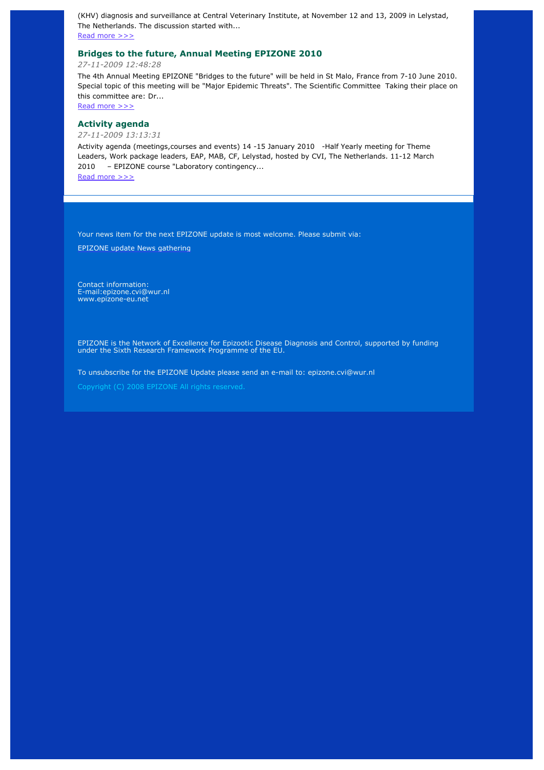(KHV) diagnosis and surveillance at Central Veterinary Institute, at November 12 and 13, 2009 in Lelystad, The Netherlands. The discussion started with...
Read more >>>

### Bridges to the future, Annual Meeting EPIZONE 2010

*27-11-2009 12:48:28*

The 4th Annual Meeting EPIZONE "Bridges to the future" will be held in St Malo, France from 7-10 June 2010. Special topic of this meeting will be "Major Epidemic Threats". The Scientific Committee Taking their place on this committee are: Dr...
Read more >>>

### Activity agenda

*27-11-2009 13:13:31*

Activity agenda (meetings,courses and events) 14 -15 January 2010 -Half Yearly meeting for Theme Leaders, Work package leaders, EAP, MAB, CF, Lelystad, hosted by CVI, The Netherlands. 11-12 March 2010 – EPIZONE course "Laboratory contingency...
Read more >>>

Your news item for the next EPIZONE update is most welcome. Please submit via:

EPIZONE update News gathering

Contact information:
E-mail:epizone.cvi@wur.nl
www.epizone-eu.net

EPIZONE is the Network of Excellence for Epizootic Disease Diagnosis and Control, supported by funding under the Sixth Research Framework Programme of the EU.

To unsubscribe for the EPIZONE Update please send an e-mail to: epizone.cvi@wur.nl

Copyright (C) 2008 EPIZONE All rights reserved.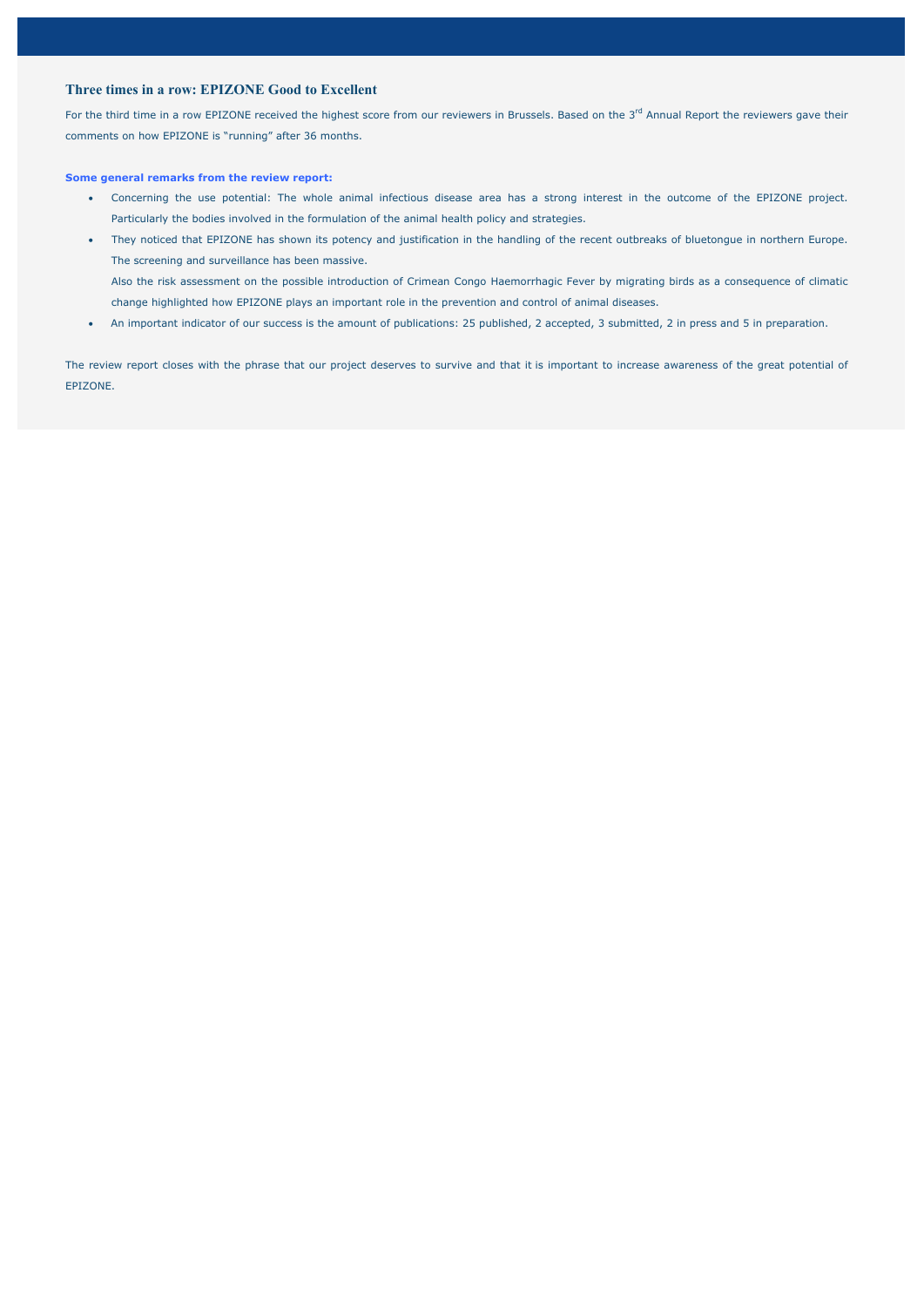## Three times in a row: EPIZONE Good to Excellent

For the third time in a row EPIZONE received the highest score from our reviewers in Brussels. Based on the 3rd Annual Report the reviewers gave their comments on how EPIZONE is "running" after 36 months.

**Some general remarks from the review report:**

- Concerning the use potential: The whole animal infectious disease area has a strong interest in the outcome of the EPIZONE project. Particularly the bodies involved in the formulation of the animal health policy and strategies.
- They noticed that EPIZONE has shown its potency and justification in the handling of the recent outbreaks of bluetongue in northern Europe. The screening and surveillance has been massive.

  Also the risk assessment on the possible introduction of Crimean Congo Haemorrhagic Fever by migrating birds as a consequence of climatic change highlighted how EPIZONE plays an important role in the prevention and control of animal diseases.
- An important indicator of our success is the amount of publications: 25 published, 2 accepted, 3 submitted, 2 in press and 5 in preparation.

The review report closes with the phrase that our project deserves to survive and that it is important to increase awareness of the great potential of EPIZONE.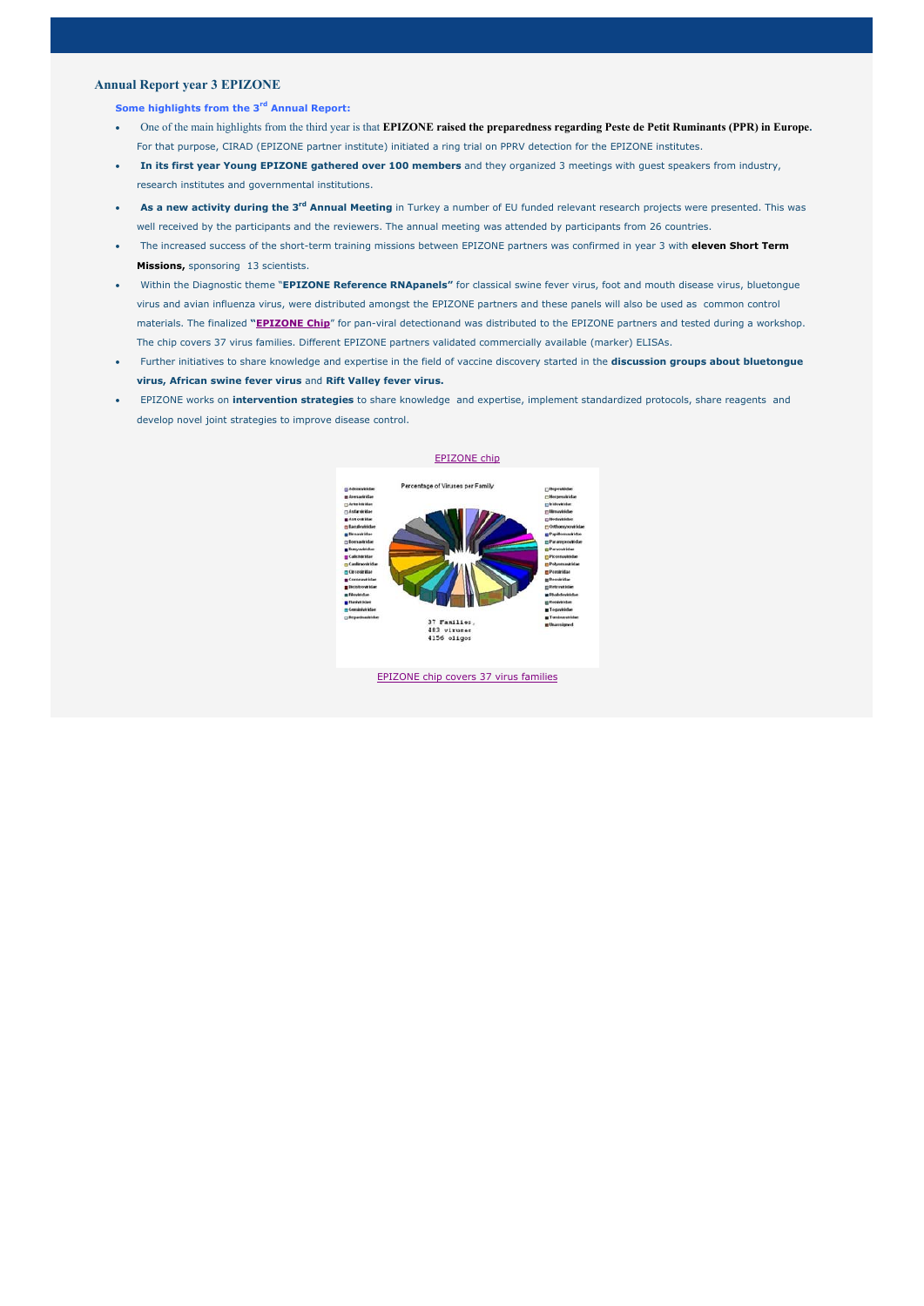## Annual Report year 3 EPIZONE

**Some highlights from the 3rd Annual Report:**

- One of the main highlights from the third year is that **EPIZONE raised the preparedness regarding Peste de Petit Ruminants (PPR) in Europe.** For that purpose, CIRAD (EPIZONE partner institute) initiated a ring trial on PPRV detection for the EPIZONE institutes.
- **In its first year Young EPIZONE gathered over 100 members** and they organized 3 meetings with guest speakers from industry, research institutes and governmental institutions.
- **As a new activity during the 3rd Annual Meeting** in Turkey a number of EU funded relevant research projects were presented. This was well received by the participants and the reviewers. The annual meeting was attended by participants from 26 countries.
- The increased success of the short-term training missions between EPIZONE partners was confirmed in year 3 with **eleven Short Term Missions,** sponsoring 13 scientists.
- Within the Diagnostic theme "**EPIZONE Reference RNApanels**" for classical swine fever virus, foot and mouth disease virus, bluetongue virus and avian influenza virus, were distributed amongst the EPIZONE partners and these panels will also be used as common control materials. The finalized **"EPIZONE Chip**" for pan-viral detectionand was distributed to the EPIZONE partners and tested during a workshop. The chip covers 37 virus families. Different EPIZONE partners validated commercially available (marker) ELISAs.
- Further initiatives to share knowledge and expertise in the field of vaccine discovery started in the **discussion groups about bluetongue virus, African swine fever virus** and **Rift Valley fever virus.**
- EPIZONE works on **intervention strategies** to share knowledge and expertise, implement standardized protocols, share reagents and develop novel joint strategies to improve disease control.

EPIZONE chip

EPIZONE chip covers 37 virus families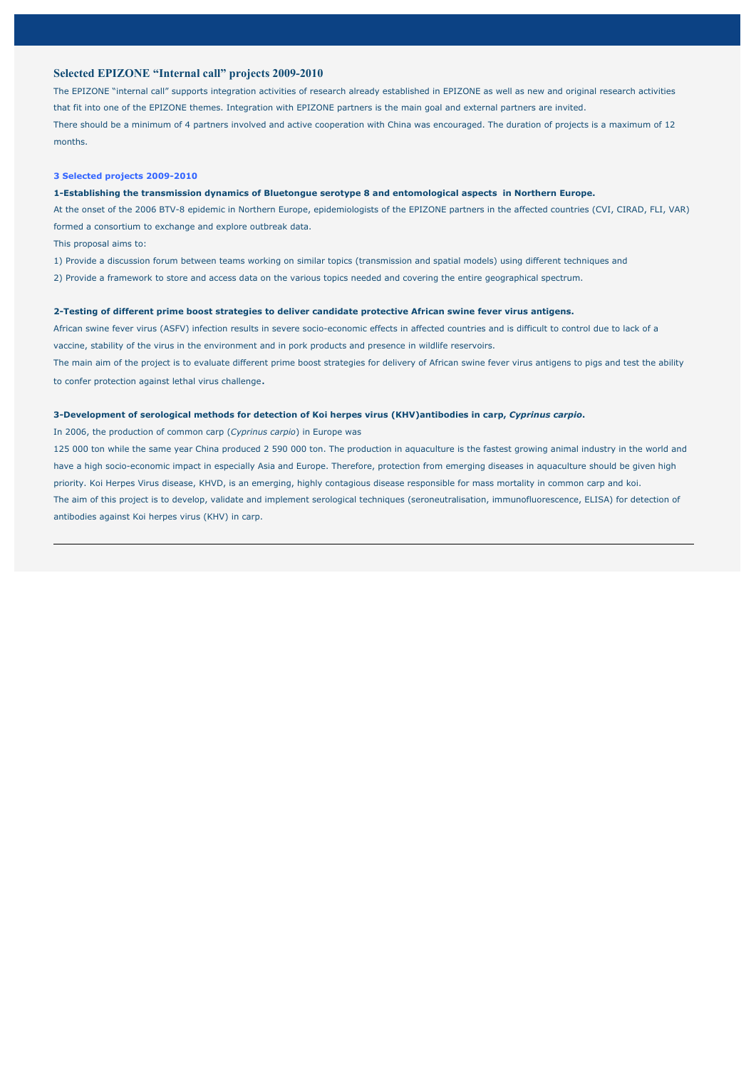## Selected EPIZONE "Internal call" projects 2009-2010

The EPIZONE "internal call" supports integration activities of research already established in EPIZONE as well as new and original research activities that fit into one of the EPIZONE themes. Integration with EPIZONE partners is the main goal and external partners are invited.

There should be a minimum of 4 partners involved and active cooperation with China was encouraged. The duration of projects is a maximum of 12 months.

### 3 Selected projects 2009-2010

**1-Establishing the transmission dynamics of Bluetongue serotype 8 and entomological aspects in Northern Europe.**

At the onset of the 2006 BTV-8 epidemic in Northern Europe, epidemiologists of the EPIZONE partners in the affected countries (CVI, CIRAD, FLI, VAR) formed a consortium to exchange and explore outbreak data.

This proposal aims to:

1) Provide a discussion forum between teams working on similar topics (transmission and spatial models) using different techniques and

2) Provide a framework to store and access data on the various topics needed and covering the entire geographical spectrum.

**2-Testing of different prime boost strategies to deliver candidate protective African swine fever virus antigens.**

African swine fever virus (ASFV) infection results in severe socio-economic effects in affected countries and is difficult to control due to lack of a vaccine, stability of the virus in the environment and in pork products and presence in wildlife reservoirs.

The main aim of the project is to evaluate different prime boost strategies for delivery of African swine fever virus antigens to pigs and test the ability to confer protection against lethal virus challenge.

**3-Development of serological methods for detection of Koi herpes virus (KHV)antibodies in carp, *Cyprinus carpio*.**

In 2006, the production of common carp (*Cyprinus carpio*) in Europe was

125 000 ton while the same year China produced 2 590 000 ton. The production in aquaculture is the fastest growing animal industry in the world and have a high socio-economic impact in especially Asia and Europe. Therefore, protection from emerging diseases in aquaculture should be given high priority. Koi Herpes Virus disease, KHVD, is an emerging, highly contagious disease responsible for mass mortality in common carp and koi.

The aim of this project is to develop, validate and implement serological techniques (seroneutralisation, immunofluorescence, ELISA) for detection of antibodies against Koi herpes virus (KHV) in carp.

---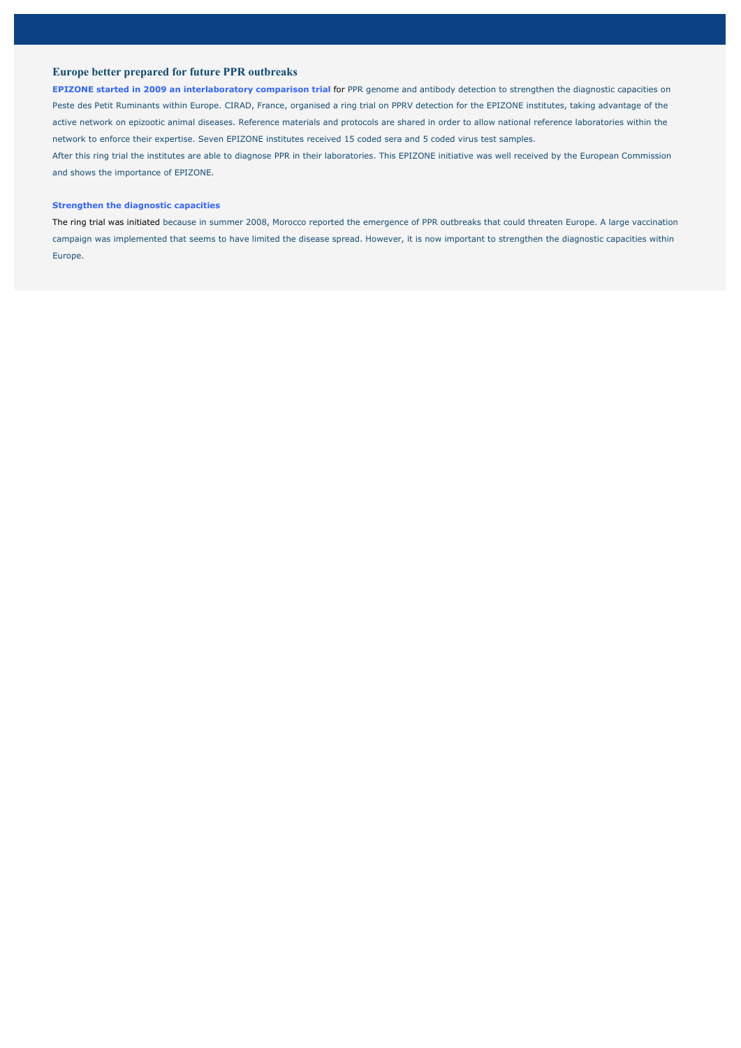## Europe better prepared for future PPR outbreaks

**EPIZONE started in 2009 an interlaboratory comparison trial** for PPR genome and antibody detection to strengthen the diagnostic capacities on Peste des Petit Ruminants within Europe. CIRAD, France, organised a ring trial on PPRV detection for the EPIZONE institutes, taking advantage of the active network on epizootic animal diseases. Reference materials and protocols are shared in order to allow national reference laboratories within the network to enforce their expertise. Seven EPIZONE institutes received 15 coded sera and 5 coded virus test samples.

After this ring trial the institutes are able to diagnose PPR in their laboratories. This EPIZONE initiative was well received by the European Commission and shows the importance of EPIZONE.

**Strengthen the diagnostic capacities**

The ring trial was initiated because in summer 2008, Morocco reported the emergence of PPR outbreaks that could threaten Europe. A large vaccination campaign was implemented that seems to have limited the disease spread. However, it is now important to strengthen the diagnostic capacities within Europe.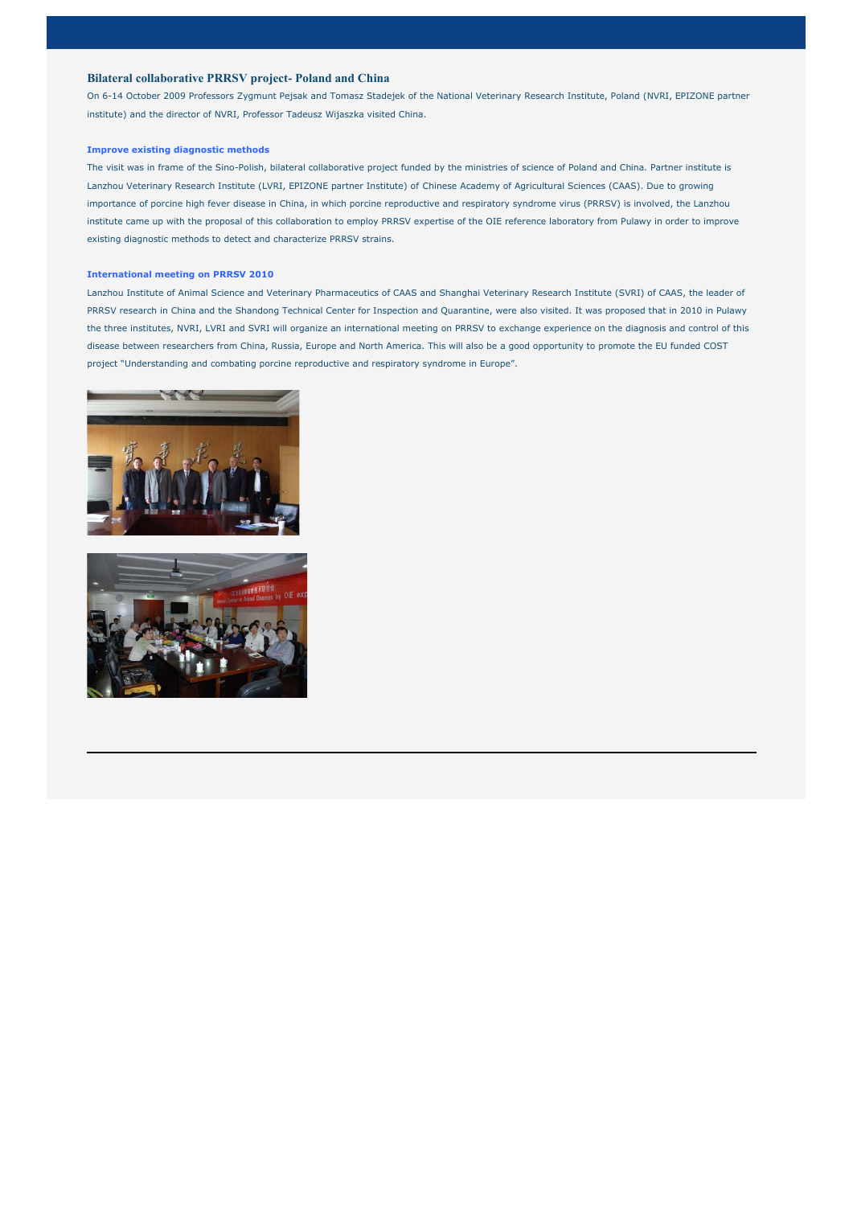## Bilateral collaborative PRRSV project- Poland and China

On 6-14 October 2009 Professors Zygmunt Pejsak and Tomasz Stadejek of the National Veterinary Research Institute, Poland (NVRI, EPIZONE partner institute) and the director of NVRI, Professor Tadeusz Wijaszka visited China.

### Improve existing diagnostic methods

The visit was in frame of the Sino-Polish, bilateral collaborative project funded by the ministries of science of Poland and China. Partner institute is Lanzhou Veterinary Research Institute (LVRI, EPIZONE partner Institute) of Chinese Academy of Agricultural Sciences (CAAS). Due to growing importance of porcine high fever disease in China, in which porcine reproductive and respiratory syndrome virus (PRRSV) is involved, the Lanzhou institute came up with the proposal of this collaboration to employ PRRSV expertise of the OIE reference laboratory from Pulawy in order to improve existing diagnostic methods to detect and characterize PRRSV strains.

### International meeting on PRRSV 2010

Lanzhou Institute of Animal Science and Veterinary Pharmaceutics of CAAS and Shanghai Veterinary Research Institute (SVRI) of CAAS, the leader of PRRSV research in China and the Shandong Technical Center for Inspection and Quarantine, were also visited. It was proposed that in 2010 in Pulawy the three institutes, NVRI, LVRI and SVRI will organize an international meeting on PRRSV to exchange experience on the diagnosis and control of this disease between researchers from China, Russia, Europe and North America. This will also be a good opportunity to promote the EU funded COST project "Understanding and combating porcine reproductive and respiratory syndrome in Europe".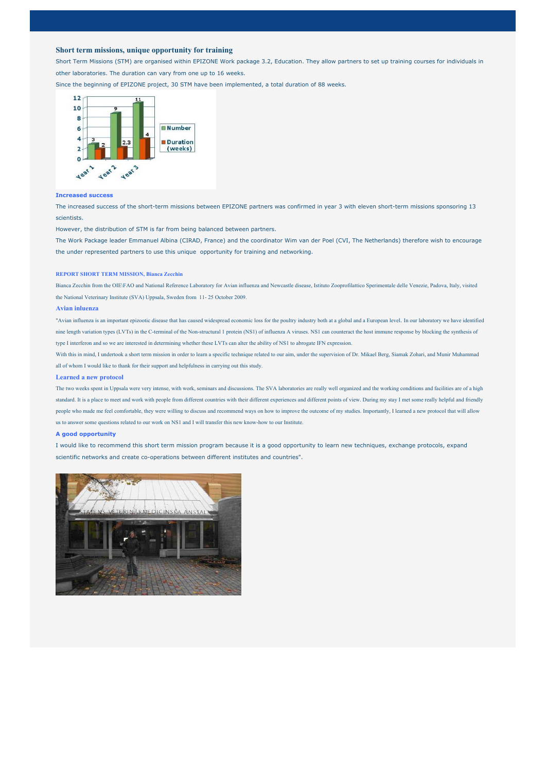## Short term missions, unique opportunity for training

Short Term Missions (STM) are organised within EPIZONE Work package 3.2, Education. They allow partners to set up training courses for individuals in other laboratories. The duration can vary from one up to 16 weeks.

Since the beginning of EPIZONE project, 30 STM have been implemented, a total duration of 88 weeks.

| | Number | Duration (weeks) |
|---|---|---|
| Year 1 | 3 | 2 |
| Year 2 | 9 | 2,3 |
| Year 3 | 11 | 4 |

### Increased success

The increased success of the short-term missions between EPIZONE partners was confirmed in year 3 with eleven short-term missions sponsoring 13 scientists.

However, the distribution of STM is far from being balanced between partners.

The Work Package leader Emmanuel Albina (CIRAD, France) and the coordinator Wim van der Poel (CVI, The Netherlands) therefore wish to encourage the under represented partners to use this unique opportunity for training and networking.

## REPORT SHORT TERM MISSION, Bianca Zecchin

Bianca Zecchin from the OIE\FAO and National Reference Laboratory for Avian influenza and Newcastle disease, Istituto Zooprofilattico Sperimentale delle Venezie, Padova, Italy, visited the National Veterinary Institute (SVA) Uppsala, Sweden from 11- 25 October 2009.

### Avian inluenza

"Avian influenza is an important epizootic disease that has caused widespread economic loss for the poultry industry both at a global and a European level. In our laboratory we have identified nine length variation types (LVTs) in the C-terminal of the Non-structural 1 protein (NS1) of influenza A viruses. NS1 can counteract the host immune response by blocking the synthesis of type I interferon and so we are interested in determining whether these LVTs can alter the ability of NS1 to abrogate IFN expression.

With this in mind, I undertook a short term mission in order to learn a specific technique related to our aim, under the supervision of Dr. Mikael Berg, Siamak Zohari, and Munir Muhammad all of whom I would like to thank for their support and helpfulness in carrying out this study.

### Learned a new protocol

The two weeks spent in Uppsala were very intense, with work, seminars and discussions. The SVA laboratories are really well organized and the working conditions and facilities are of a high standard. It is a place to meet and work with people from different countries with their different experiences and different points of view. During my stay I met some really helpful and friendly people who made me feel comfortable, they were willing to discuss and recommend ways on how to improve the outcome of my studies. Importantly, I learned a new protocol that will allow us to answer some questions related to our work on NS1 and I will transfer this new know-how to our Institute.

### A good opportunity

I would like to recommend this short term mission program because it is a good opportunity to learn new techniques, exchange protocols, expand scientific networks and create co-operations between different institutes and countries".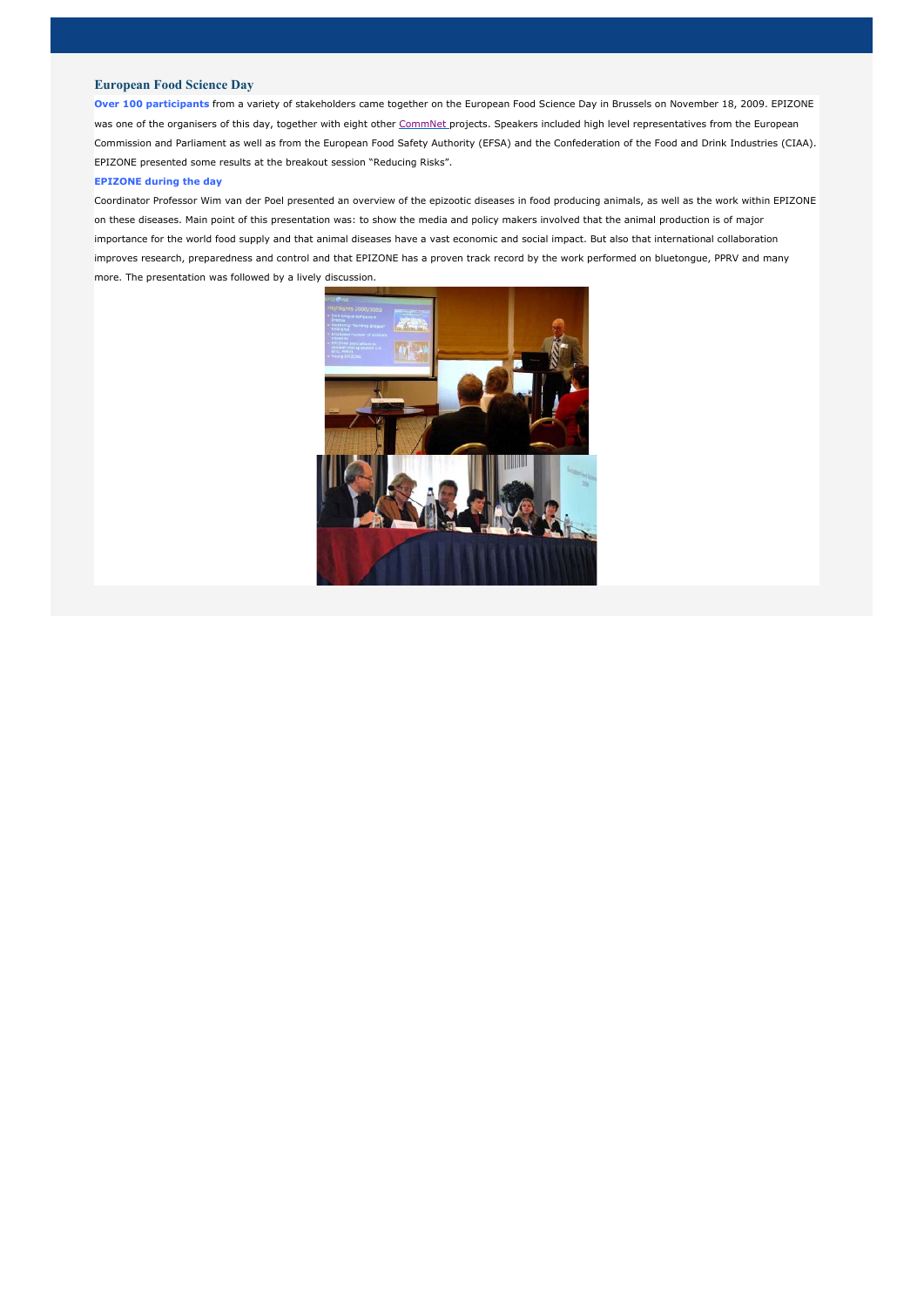## European Food Science Day

**Over 100 participants** from a variety of stakeholders came together on the European Food Science Day in Brussels on November 18, 2009. EPIZONE was one of the organisers of this day, together with eight other CommNet projects. Speakers included high level representatives from the European Commission and Parliament as well as from the European Food Safety Authority (EFSA) and the Confederation of the Food and Drink Industries (CIAA). EPIZONE presented some results at the breakout session "Reducing Risks".

**EPIZONE during the day**

Coordinator Professor Wim van der Poel presented an overview of the epizootic diseases in food producing animals, as well as the work within EPIZONE on these diseases. Main point of this presentation was: to show the media and policy makers involved that the animal production is of major importance for the world food supply and that animal diseases have a vast economic and social impact. But also that international collaboration improves research, preparedness and control and that EPIZONE has a proven track record by the work performed on bluetongue, PPRV and many more. The presentation was followed by a lively discussion.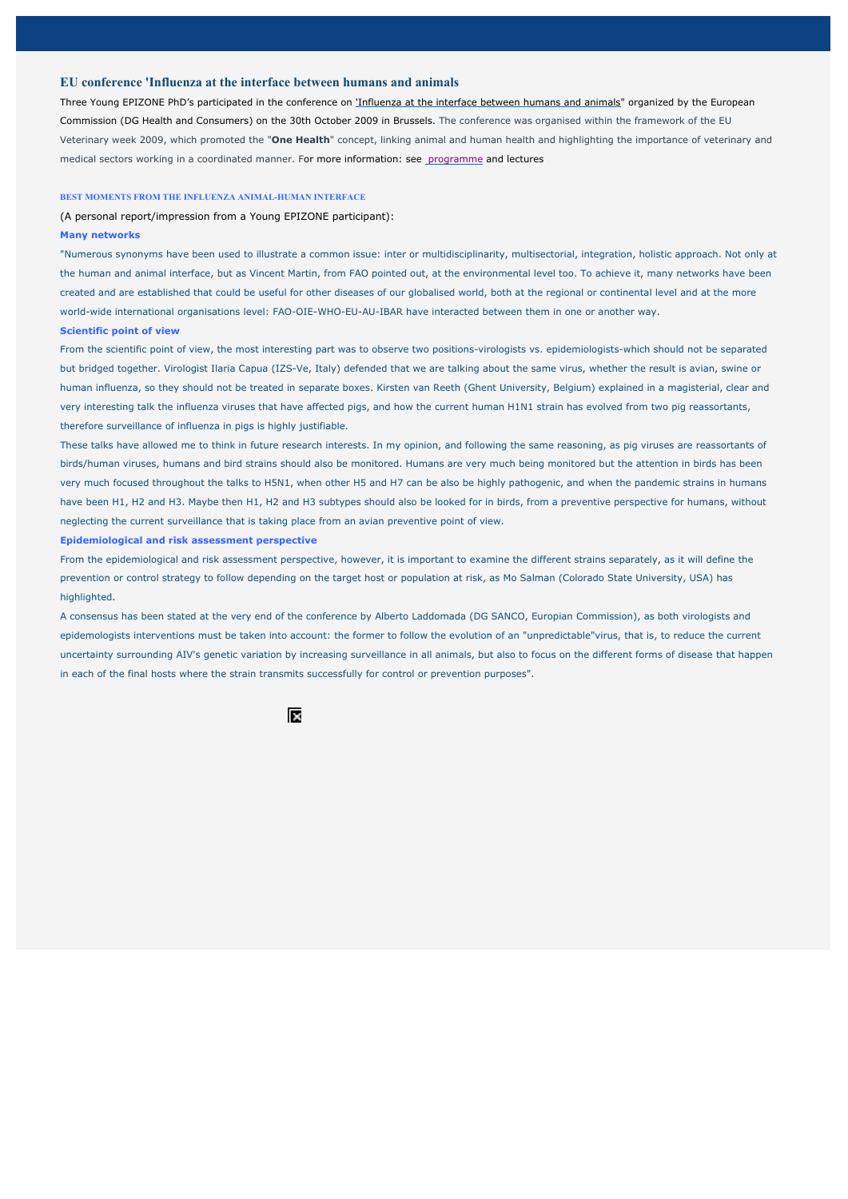## EU conference 'Influenza at the interface between humans and animals

Three Young EPIZONE PhD's participated in the conference on 'Influenza at the interface between humans and animals" organized by the European Commission (DG Health and Consumers) on the 30th October 2009 in Brussels. The conference was organised within the framework of the EU Veterinary week 2009, which promoted the "**One Health**" concept, linking animal and human health and highlighting the importance of veterinary and medical sectors working in a coordinated manner. For more information: see programme and lectures

### BEST MOMENTS FROM THE INFLUENZA ANIMAL-HUMAN INTERFACE

(A personal report/impression from a Young EPIZONE participant):

**Many networks**

"Numerous synonyms have been used to illustrate a common issue: inter or multidisciplinarity, multisectorial, integration, holistic approach. Not only at the human and animal interface, but as Vincent Martin, from FAO pointed out, at the environmental level too. To achieve it, many networks have been created and are established that could be useful for other diseases of our globalised world, both at the regional or continental level and at the more world-wide international organisations level: FAO-OIE-WHO-EU-AU-IBAR have interacted between them in one or another way.

**Scientific point of view**

From the scientific point of view, the most interesting part was to observe two positions-virologists vs. epidemiologists-which should not be separated but bridged together. Virologist Ilaria Capua (IZS-Ve, Italy) defended that we are talking about the same virus, whether the result is avian, swine or human influenza, so they should not be treated in separate boxes. Kirsten van Reeth (Ghent University, Belgium) explained in a magisterial, clear and very interesting talk the influenza viruses that have affected pigs, and how the current human H1N1 strain has evolved from two pig reassortants, therefore surveillance of influenza in pigs is highly justifiable.

These talks have allowed me to think in future research interests. In my opinion, and following the same reasoning, as pig viruses are reassortants of birds/human viruses, humans and bird strains should also be monitored. Humans are very much being monitored but the attention in birds has been very much focused throughout the talks to H5N1, when other H5 and H7 can be also be highly pathogenic, and when the pandemic strains in humans have been H1, H2 and H3. Maybe then H1, H2 and H3 subtypes should also be looked for in birds, from a preventive perspective for humans, without neglecting the current surveillance that is taking place from an avian preventive point of view.

**Epidemiological and risk assessment perspective**

From the epidemiological and risk assessment perspective, however, it is important to examine the different strains separately, as it will define the prevention or control strategy to follow depending on the target host or population at risk, as Mo Salman (Colorado State University, USA) has highlighted.

A consensus has been stated at the very end of the conference by Alberto Laddomada (DG SANCO, Europian Commission), as both virologists and epidemologists interventions must be taken into account: the former to follow the evolution of an "unpredictable"virus, that is, to reduce the current uncertainty surrounding AIV's genetic variation by increasing surveillance in all animals, but also to focus on the different forms of disease that happen in each of the final hosts where the strain transmits successfully for control or prevention purposes".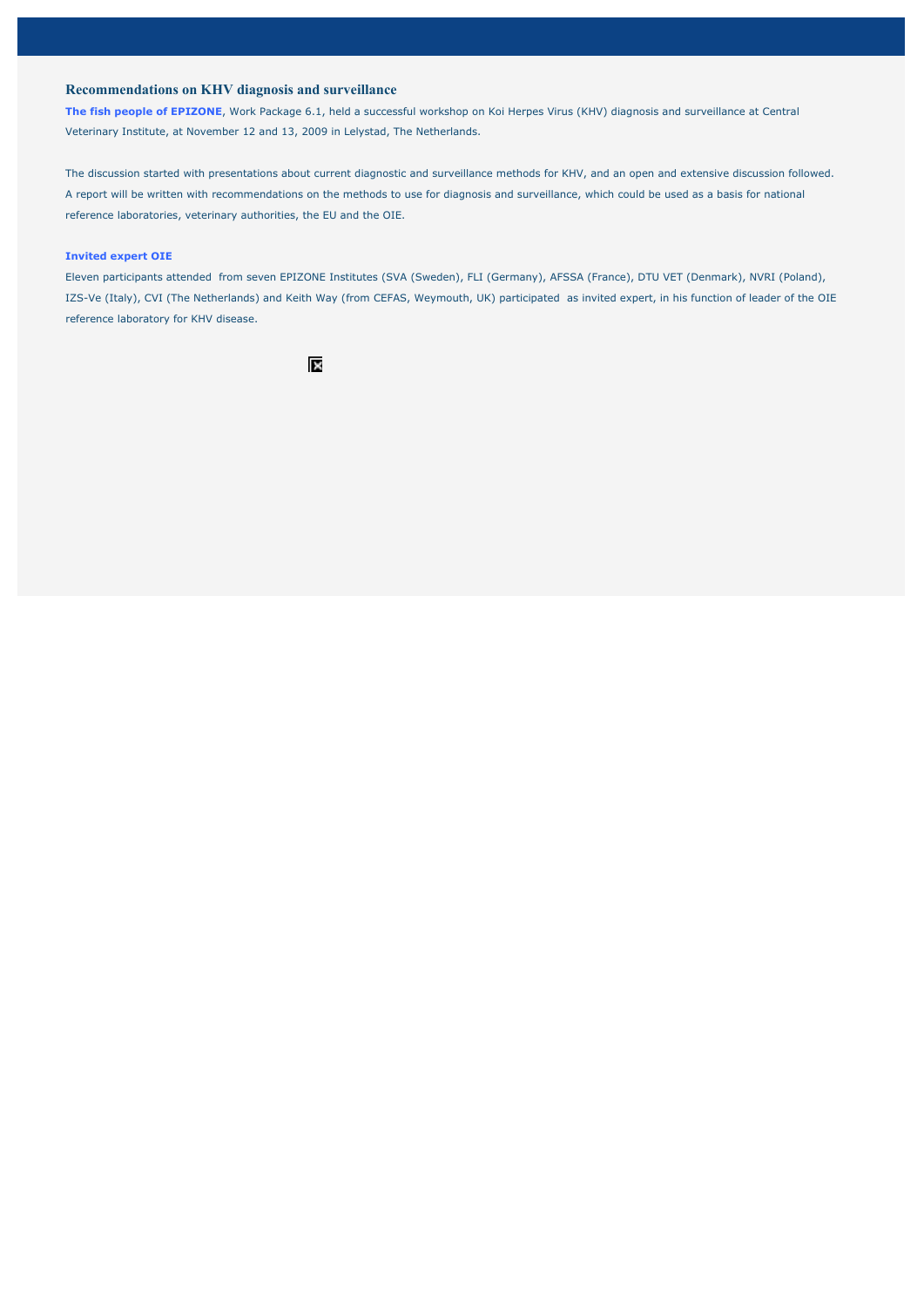## Recommendations on KHV diagnosis and surveillance

**The fish people of EPIZONE**, Work Package 6.1, held a successful workshop on Koi Herpes Virus (KHV) diagnosis and surveillance at Central Veterinary Institute, at November 12 and 13, 2009 in Lelystad, The Netherlands.

The discussion started with presentations about current diagnostic and surveillance methods for KHV, and an open and extensive discussion followed. A report will be written with recommendations on the methods to use for diagnosis and surveillance, which could be used as a basis for national reference laboratories, veterinary authorities, the EU and the OIE.

**Invited expert OIE**

Eleven participants attended from seven EPIZONE Institutes (SVA (Sweden), FLI (Germany), AFSSA (France), DTU VET (Denmark), NVRI (Poland), IZS-Ve (Italy), CVI (The Netherlands) and Keith Way (from CEFAS, Weymouth, UK) participated as invited expert, in his function of leader of the OIE reference laboratory for KHV disease.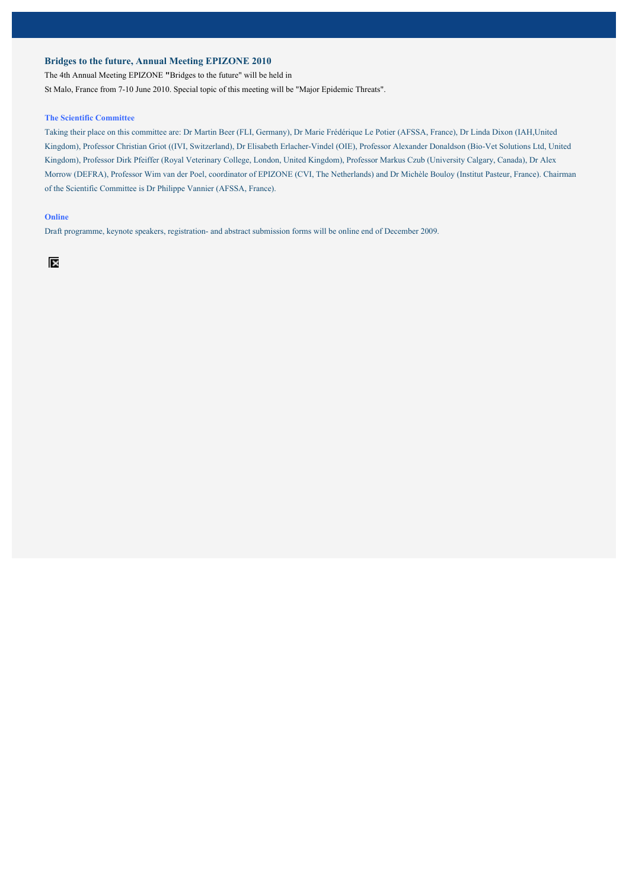## Bridges to the future, Annual Meeting EPIZONE 2010

The 4th Annual Meeting EPIZONE **"**Bridges to the future" will be held in
St Malo, France from 7-10 June 2010. Special topic of this meeting will be "Major Epidemic Threats".

### The Scientific Committee

Taking their place on this committee are: Dr Martin Beer (FLI, Germany), Dr Marie Frédérique Le Potier (AFSSA, France), Dr Linda Dixon (IAH,United Kingdom), Professor Christian Griot ((IVI, Switzerland), Dr Elisabeth Erlacher-Vindel (OIE), Professor Alexander Donaldson (Bio-Vet Solutions Ltd, United Kingdom), Professor Dirk Pfeiffer (Royal Veterinary College, London, United Kingdom), Professor Markus Czub (University Calgary, Canada), Dr Alex Morrow (DEFRA), Professor Wim van der Poel, coordinator of EPIZONE (CVI, The Netherlands) and Dr Michèle Bouloy (Institut Pasteur, France). Chairman of the Scientific Committee is Dr Philippe Vannier (AFSSA, France).

### Online

Draft programme, keynote speakers, registration- and abstract submission forms will be online end of December 2009.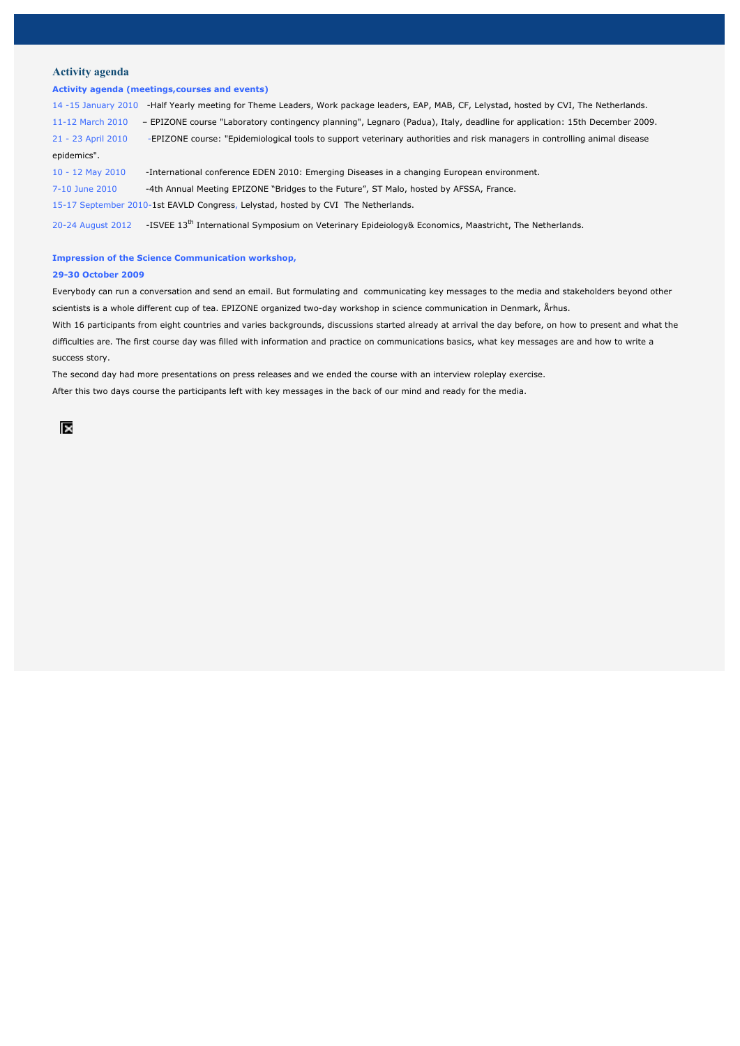## Activity agenda

**Activity agenda (meetings,courses and events)**

14 -15 January 2010 -Half Yearly meeting for Theme Leaders, Work package leaders, EAP, MAB, CF, Lelystad, hosted by CVI, The Netherlands.

11-12 March 2010 – EPIZONE course "Laboratory contingency planning", Legnaro (Padua), Italy, deadline for application: 15th December 2009.

21 - 23 April 2010 -EPIZONE course: "Epidemiological tools to support veterinary authorities and risk managers in controlling animal disease epidemics".

10 - 12 May 2010 -International conference EDEN 2010: Emerging Diseases in a changing European environment.

7-10 June 2010 -4th Annual Meeting EPIZONE "Bridges to the Future", ST Malo, hosted by AFSSA, France.

15-17 September 2010-1st EAVLD Congress, Lelystad, hosted by CVI The Netherlands.

20-24 August 2012 -ISVEE 13th International Symposium on Veterinary Epideiology& Economics, Maastricht, The Netherlands.

**Impression of the Science Communication workshop, 29-30 October 2009**

Everybody can run a conversation and send an email. But formulating and communicating key messages to the media and stakeholders beyond other scientists is a whole different cup of tea. EPIZONE organized two-day workshop in science communication in Denmark, Århus.

With 16 participants from eight countries and varies backgrounds, discussions started already at arrival the day before, on how to present and what the difficulties are. The first course day was filled with information and practice on communications basics, what key messages are and how to write a success story.

The second day had more presentations on press releases and we ended the course with an interview roleplay exercise.

After this two days course the participants left with key messages in the back of our mind and ready for the media.